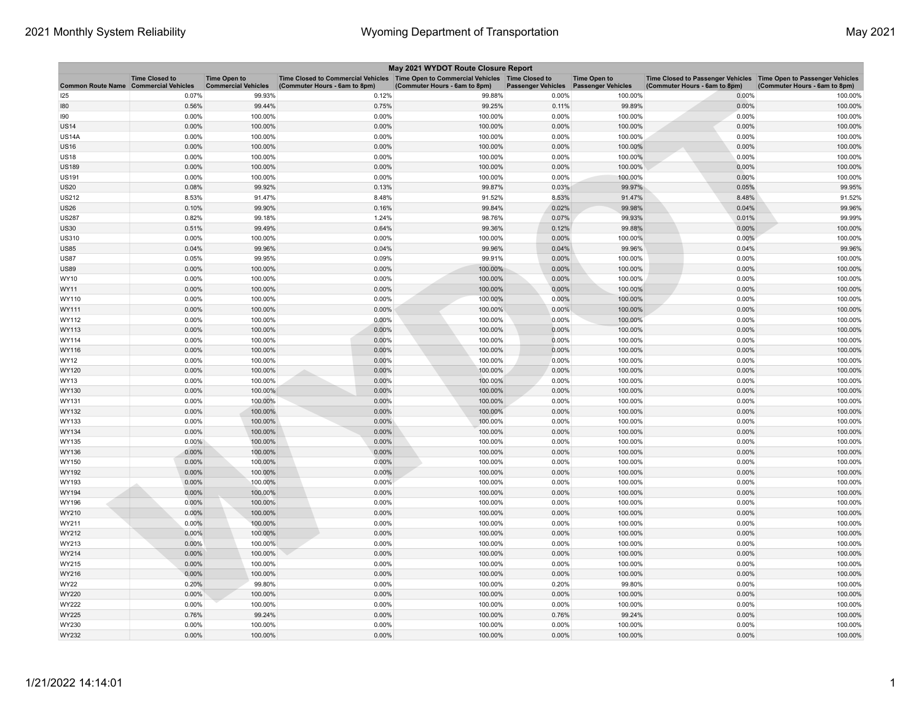| May 2021 WYDOT Route Closure Report | | | | | | | | |
|---|---|---|---|---|---|---|---|---|
| Common Route Name | Time Closed to Commercial Vehicles | Time Open to Commercial Vehicles | Time Closed to Commercial Vehicles (Commuter Hours - 6am to 8pm) | Time Open to Commercial Vehicles (Commuter Hours - 6am to 8pm) | Time Closed to Passenger Vehicles | Time Open to Passenger Vehicles | Time Closed to Passenger Vehicles (Commuter Hours - 6am to 8pm) | Time Open to Passenger Vehicles (Commuter Hours - 6am to 8pm) |
| I25 | 0.07% | 99.93% | 0.12% | 99.88% | 0.00% | 100.00% | 0.00% | 100.00% |
| I80 | 0.56% | 99.44% | 0.75% | 99.25% | 0.11% | 99.89% | 0.00% | 100.00% |
| I90 | 0.00% | 100.00% | 0.00% | 100.00% | 0.00% | 100.00% | 0.00% | 100.00% |
| US14 | 0.00% | 100.00% | 0.00% | 100.00% | 0.00% | 100.00% | 0.00% | 100.00% |
| US14A | 0.00% | 100.00% | 0.00% | 100.00% | 0.00% | 100.00% | 0.00% | 100.00% |
| US16 | 0.00% | 100.00% | 0.00% | 100.00% | 0.00% | 100.00% | 0.00% | 100.00% |
| US18 | 0.00% | 100.00% | 0.00% | 100.00% | 0.00% | 100.00% | 0.00% | 100.00% |
| US189 | 0.00% | 100.00% | 0.00% | 100.00% | 0.00% | 100.00% | 0.00% | 100.00% |
| US191 | 0.00% | 100.00% | 0.00% | 100.00% | 0.00% | 100.00% | 0.00% | 100.00% |
| US20 | 0.08% | 99.92% | 0.13% | 99.87% | 0.03% | 99.97% | 0.05% | 99.95% |
| US212 | 8.53% | 91.47% | 8.48% | 91.52% | 8.53% | 91.47% | 8.48% | 91.52% |
| US26 | 0.10% | 99.90% | 0.16% | 99.84% | 0.02% | 99.98% | 0.04% | 99.96% |
| US287 | 0.82% | 99.18% | 1.24% | 98.76% | 0.07% | 99.93% | 0.01% | 99.99% |
| US30 | 0.51% | 99.49% | 0.64% | 99.36% | 0.12% | 99.88% | 0.00% | 100.00% |
| US310 | 0.00% | 100.00% | 0.00% | 100.00% | 0.00% | 100.00% | 0.00% | 100.00% |
| US85 | 0.04% | 99.96% | 0.04% | 99.96% | 0.04% | 99.96% | 0.04% | 99.96% |
| US87 | 0.05% | 99.95% | 0.09% | 99.91% | 0.00% | 100.00% | 0.00% | 100.00% |
| US89 | 0.00% | 100.00% | 0.00% | 100.00% | 0.00% | 100.00% | 0.00% | 100.00% |
| WY10 | 0.00% | 100.00% | 0.00% | 100.00% | 0.00% | 100.00% | 0.00% | 100.00% |
| WY11 | 0.00% | 100.00% | 0.00% | 100.00% | 0.00% | 100.00% | 0.00% | 100.00% |
| WY110 | 0.00% | 100.00% | 0.00% | 100.00% | 0.00% | 100.00% | 0.00% | 100.00% |
| WY111 | 0.00% | 100.00% | 0.00% | 100.00% | 0.00% | 100.00% | 0.00% | 100.00% |
| WY112 | 0.00% | 100.00% | 0.00% | 100.00% | 0.00% | 100.00% | 0.00% | 100.00% |
| WY113 | 0.00% | 100.00% | 0.00% | 100.00% | 0.00% | 100.00% | 0.00% | 100.00% |
| WY114 | 0.00% | 100.00% | 0.00% | 100.00% | 0.00% | 100.00% | 0.00% | 100.00% |
| WY116 | 0.00% | 100.00% | 0.00% | 100.00% | 0.00% | 100.00% | 0.00% | 100.00% |
| WY12 | 0.00% | 100.00% | 0.00% | 100.00% | 0.00% | 100.00% | 0.00% | 100.00% |
| WY120 | 0.00% | 100.00% | 0.00% | 100.00% | 0.00% | 100.00% | 0.00% | 100.00% |
| WY13 | 0.00% | 100.00% | 0.00% | 100.00% | 0.00% | 100.00% | 0.00% | 100.00% |
| WY130 | 0.00% | 100.00% | 0.00% | 100.00% | 0.00% | 100.00% | 0.00% | 100.00% |
| WY131 | 0.00% | 100.00% | 0.00% | 100.00% | 0.00% | 100.00% | 0.00% | 100.00% |
| WY132 | 0.00% | 100.00% | 0.00% | 100.00% | 0.00% | 100.00% | 0.00% | 100.00% |
| WY133 | 0.00% | 100.00% | 0.00% | 100.00% | 0.00% | 100.00% | 0.00% | 100.00% |
| WY134 | 0.00% | 100.00% | 0.00% | 100.00% | 0.00% | 100.00% | 0.00% | 100.00% |
| WY135 | 0.00% | 100.00% | 0.00% | 100.00% | 0.00% | 100.00% | 0.00% | 100.00% |
| WY136 | 0.00% | 100.00% | 0.00% | 100.00% | 0.00% | 100.00% | 0.00% | 100.00% |
| WY150 | 0.00% | 100.00% | 0.00% | 100.00% | 0.00% | 100.00% | 0.00% | 100.00% |
| WY192 | 0.00% | 100.00% | 0.00% | 100.00% | 0.00% | 100.00% | 0.00% | 100.00% |
| WY193 | 0.00% | 100.00% | 0.00% | 100.00% | 0.00% | 100.00% | 0.00% | 100.00% |
| WY194 | 0.00% | 100.00% | 0.00% | 100.00% | 0.00% | 100.00% | 0.00% | 100.00% |
| WY196 | 0.00% | 100.00% | 0.00% | 100.00% | 0.00% | 100.00% | 0.00% | 100.00% |
| WY210 | 0.00% | 100.00% | 0.00% | 100.00% | 0.00% | 100.00% | 0.00% | 100.00% |
| WY211 | 0.00% | 100.00% | 0.00% | 100.00% | 0.00% | 100.00% | 0.00% | 100.00% |
| WY212 | 0.00% | 100.00% | 0.00% | 100.00% | 0.00% | 100.00% | 0.00% | 100.00% |
| WY213 | 0.00% | 100.00% | 0.00% | 100.00% | 0.00% | 100.00% | 0.00% | 100.00% |
| WY214 | 0.00% | 100.00% | 0.00% | 100.00% | 0.00% | 100.00% | 0.00% | 100.00% |
| WY215 | 0.00% | 100.00% | 0.00% | 100.00% | 0.00% | 100.00% | 0.00% | 100.00% |
| WY216 | 0.00% | 100.00% | 0.00% | 100.00% | 0.00% | 100.00% | 0.00% | 100.00% |
| WY22 | 0.20% | 99.80% | 0.00% | 100.00% | 0.20% | 99.80% | 0.00% | 100.00% |
| WY220 | 0.00% | 100.00% | 0.00% | 100.00% | 0.00% | 100.00% | 0.00% | 100.00% |
| WY222 | 0.00% | 100.00% | 0.00% | 100.00% | 0.00% | 100.00% | 0.00% | 100.00% |
| WY225 | 0.76% | 99.24% | 0.00% | 100.00% | 0.76% | 99.24% | 0.00% | 100.00% |
| WY230 | 0.00% | 100.00% | 0.00% | 100.00% | 0.00% | 100.00% | 0.00% | 100.00% |
| WY232 | 0.00% | 100.00% | 0.00% | 100.00% | 0.00% | 100.00% | 0.00% | 100.00% |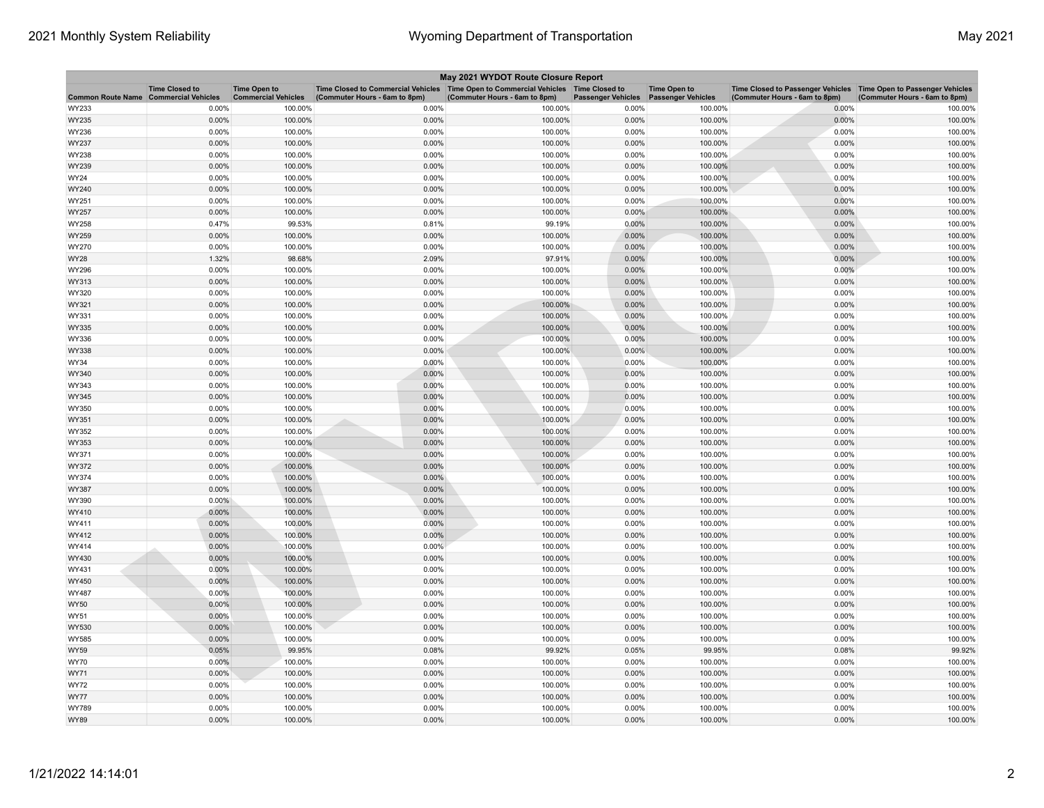| May 2021 WYDOT Route Closure Report | | | | | | | | |
|---|---|---|---|---|---|---|---|---|
| Common Route Name | Time Closed to Commercial Vehicles | Time Open to Commercial Vehicles | Time Closed to Commercial Vehicles (Commuter Hours - 6am to 8pm) | Time Open to Commercial Vehicles (Commuter Hours - 6am to 8pm) | Time Closed to Passenger Vehicles | Time Open to Passenger Vehicles | Time Closed to Passenger Vehicles (Commuter Hours - 6am to 8pm) | Time Open to Passenger Vehicles (Commuter Hours - 6am to 8pm) |
| WY233 | 0.00% | 100.00% | 0.00% | 100.00% | 0.00% | 100.00% | 0.00% | 100.00% |
| WY235 | 0.00% | 100.00% | 0.00% | 100.00% | 0.00% | 100.00% | 0.00% | 100.00% |
| WY236 | 0.00% | 100.00% | 0.00% | 100.00% | 0.00% | 100.00% | 0.00% | 100.00% |
| WY237 | 0.00% | 100.00% | 0.00% | 100.00% | 0.00% | 100.00% | 0.00% | 100.00% |
| WY238 | 0.00% | 100.00% | 0.00% | 100.00% | 0.00% | 100.00% | 0.00% | 100.00% |
| WY239 | 0.00% | 100.00% | 0.00% | 100.00% | 0.00% | 100.00% | 0.00% | 100.00% |
| WY24 | 0.00% | 100.00% | 0.00% | 100.00% | 0.00% | 100.00% | 0.00% | 100.00% |
| WY240 | 0.00% | 100.00% | 0.00% | 100.00% | 0.00% | 100.00% | 0.00% | 100.00% |
| WY251 | 0.00% | 100.00% | 0.00% | 100.00% | 0.00% | 100.00% | 0.00% | 100.00% |
| WY257 | 0.00% | 100.00% | 0.00% | 100.00% | 0.00% | 100.00% | 0.00% | 100.00% |
| WY258 | 0.47% | 99.53% | 0.81% | 99.19% | 0.00% | 100.00% | 0.00% | 100.00% |
| WY259 | 0.00% | 100.00% | 0.00% | 100.00% | 0.00% | 100.00% | 0.00% | 100.00% |
| WY270 | 0.00% | 100.00% | 0.00% | 100.00% | 0.00% | 100.00% | 0.00% | 100.00% |
| WY28 | 1.32% | 98.68% | 2.09% | 97.91% | 0.00% | 100.00% | 0.00% | 100.00% |
| WY296 | 0.00% | 100.00% | 0.00% | 100.00% | 0.00% | 100.00% | 0.00% | 100.00% |
| WY313 | 0.00% | 100.00% | 0.00% | 100.00% | 0.00% | 100.00% | 0.00% | 100.00% |
| WY320 | 0.00% | 100.00% | 0.00% | 100.00% | 0.00% | 100.00% | 0.00% | 100.00% |
| WY321 | 0.00% | 100.00% | 0.00% | 100.00% | 0.00% | 100.00% | 0.00% | 100.00% |
| WY331 | 0.00% | 100.00% | 0.00% | 100.00% | 0.00% | 100.00% | 0.00% | 100.00% |
| WY335 | 0.00% | 100.00% | 0.00% | 100.00% | 0.00% | 100.00% | 0.00% | 100.00% |
| WY336 | 0.00% | 100.00% | 0.00% | 100.00% | 0.00% | 100.00% | 0.00% | 100.00% |
| WY338 | 0.00% | 100.00% | 0.00% | 100.00% | 0.00% | 100.00% | 0.00% | 100.00% |
| WY34 | 0.00% | 100.00% | 0.00% | 100.00% | 0.00% | 100.00% | 0.00% | 100.00% |
| WY340 | 0.00% | 100.00% | 0.00% | 100.00% | 0.00% | 100.00% | 0.00% | 100.00% |
| WY343 | 0.00% | 100.00% | 0.00% | 100.00% | 0.00% | 100.00% | 0.00% | 100.00% |
| WY345 | 0.00% | 100.00% | 0.00% | 100.00% | 0.00% | 100.00% | 0.00% | 100.00% |
| WY350 | 0.00% | 100.00% | 0.00% | 100.00% | 0.00% | 100.00% | 0.00% | 100.00% |
| WY351 | 0.00% | 100.00% | 0.00% | 100.00% | 0.00% | 100.00% | 0.00% | 100.00% |
| WY352 | 0.00% | 100.00% | 0.00% | 100.00% | 0.00% | 100.00% | 0.00% | 100.00% |
| WY353 | 0.00% | 100.00% | 0.00% | 100.00% | 0.00% | 100.00% | 0.00% | 100.00% |
| WY371 | 0.00% | 100.00% | 0.00% | 100.00% | 0.00% | 100.00% | 0.00% | 100.00% |
| WY372 | 0.00% | 100.00% | 0.00% | 100.00% | 0.00% | 100.00% | 0.00% | 100.00% |
| WY374 | 0.00% | 100.00% | 0.00% | 100.00% | 0.00% | 100.00% | 0.00% | 100.00% |
| WY387 | 0.00% | 100.00% | 0.00% | 100.00% | 0.00% | 100.00% | 0.00% | 100.00% |
| WY390 | 0.00% | 100.00% | 0.00% | 100.00% | 0.00% | 100.00% | 0.00% | 100.00% |
| WY410 | 0.00% | 100.00% | 0.00% | 100.00% | 0.00% | 100.00% | 0.00% | 100.00% |
| WY411 | 0.00% | 100.00% | 0.00% | 100.00% | 0.00% | 100.00% | 0.00% | 100.00% |
| WY412 | 0.00% | 100.00% | 0.00% | 100.00% | 0.00% | 100.00% | 0.00% | 100.00% |
| WY414 | 0.00% | 100.00% | 0.00% | 100.00% | 0.00% | 100.00% | 0.00% | 100.00% |
| WY430 | 0.00% | 100.00% | 0.00% | 100.00% | 0.00% | 100.00% | 0.00% | 100.00% |
| WY431 | 0.00% | 100.00% | 0.00% | 100.00% | 0.00% | 100.00% | 0.00% | 100.00% |
| WY450 | 0.00% | 100.00% | 0.00% | 100.00% | 0.00% | 100.00% | 0.00% | 100.00% |
| WY487 | 0.00% | 100.00% | 0.00% | 100.00% | 0.00% | 100.00% | 0.00% | 100.00% |
| WY50 | 0.00% | 100.00% | 0.00% | 100.00% | 0.00% | 100.00% | 0.00% | 100.00% |
| WY51 | 0.00% | 100.00% | 0.00% | 100.00% | 0.00% | 100.00% | 0.00% | 100.00% |
| WY530 | 0.00% | 100.00% | 0.00% | 100.00% | 0.00% | 100.00% | 0.00% | 100.00% |
| WY585 | 0.00% | 100.00% | 0.00% | 100.00% | 0.00% | 100.00% | 0.00% | 100.00% |
| WY59 | 0.05% | 99.95% | 0.08% | 99.92% | 0.05% | 99.95% | 0.08% | 99.92% |
| WY70 | 0.00% | 100.00% | 0.00% | 100.00% | 0.00% | 100.00% | 0.00% | 100.00% |
| WY71 | 0.00% | 100.00% | 0.00% | 100.00% | 0.00% | 100.00% | 0.00% | 100.00% |
| WY72 | 0.00% | 100.00% | 0.00% | 100.00% | 0.00% | 100.00% | 0.00% | 100.00% |
| WY77 | 0.00% | 100.00% | 0.00% | 100.00% | 0.00% | 100.00% | 0.00% | 100.00% |
| WY789 | 0.00% | 100.00% | 0.00% | 100.00% | 0.00% | 100.00% | 0.00% | 100.00% |
| WY89 | 0.00% | 100.00% | 0.00% | 100.00% | 0.00% | 100.00% | 0.00% | 100.00% |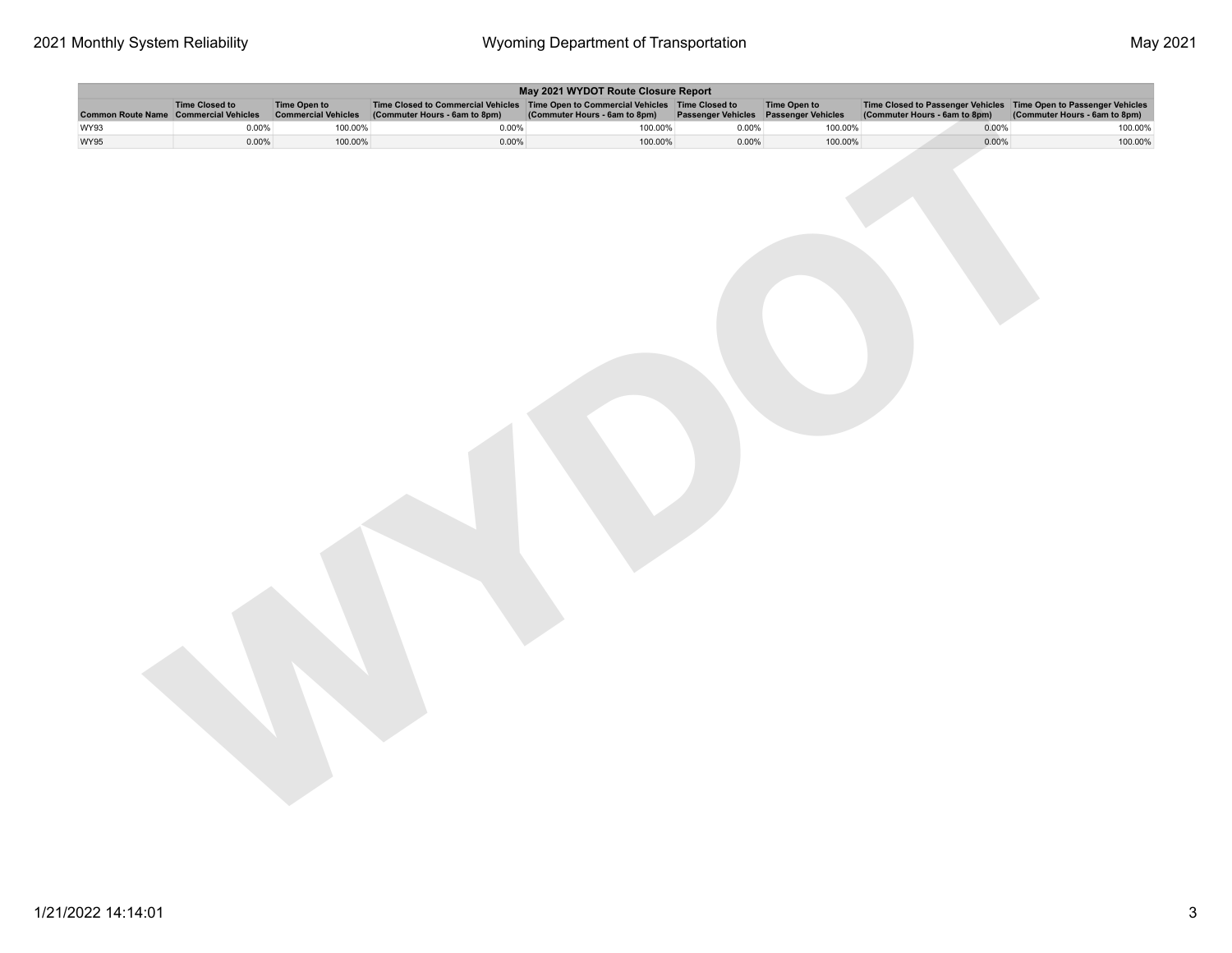| May 2021 WYDOT Route Closure Report | | | | | | | | |
|---|---|---|---|---|---|---|---|---|
| Common Route Name | Time Closed to Commercial Vehicles | Time Open to Commercial Vehicles | Time Closed to Commercial Vehicles (Commuter Hours - 6am to 8pm) | Time Open to Commercial Vehicles (Commuter Hours - 6am to 8pm) | Time Closed to Passenger Vehicles | Time Open to Passenger Vehicles | Time Closed to Passenger Vehicles (Commuter Hours - 6am to 8pm) | Time Open to Passenger Vehicles (Commuter Hours - 6am to 8pm) |
| WY93 | 0.00% | 100.00% | 0.00% | 100.00% | 0.00% | 100.00% | 0.00% | 100.00% |
| WY95 | 0.00% | 100.00% | 0.00% | 100.00% | 0.00% | 100.00% | 0.00% | 100.00% |